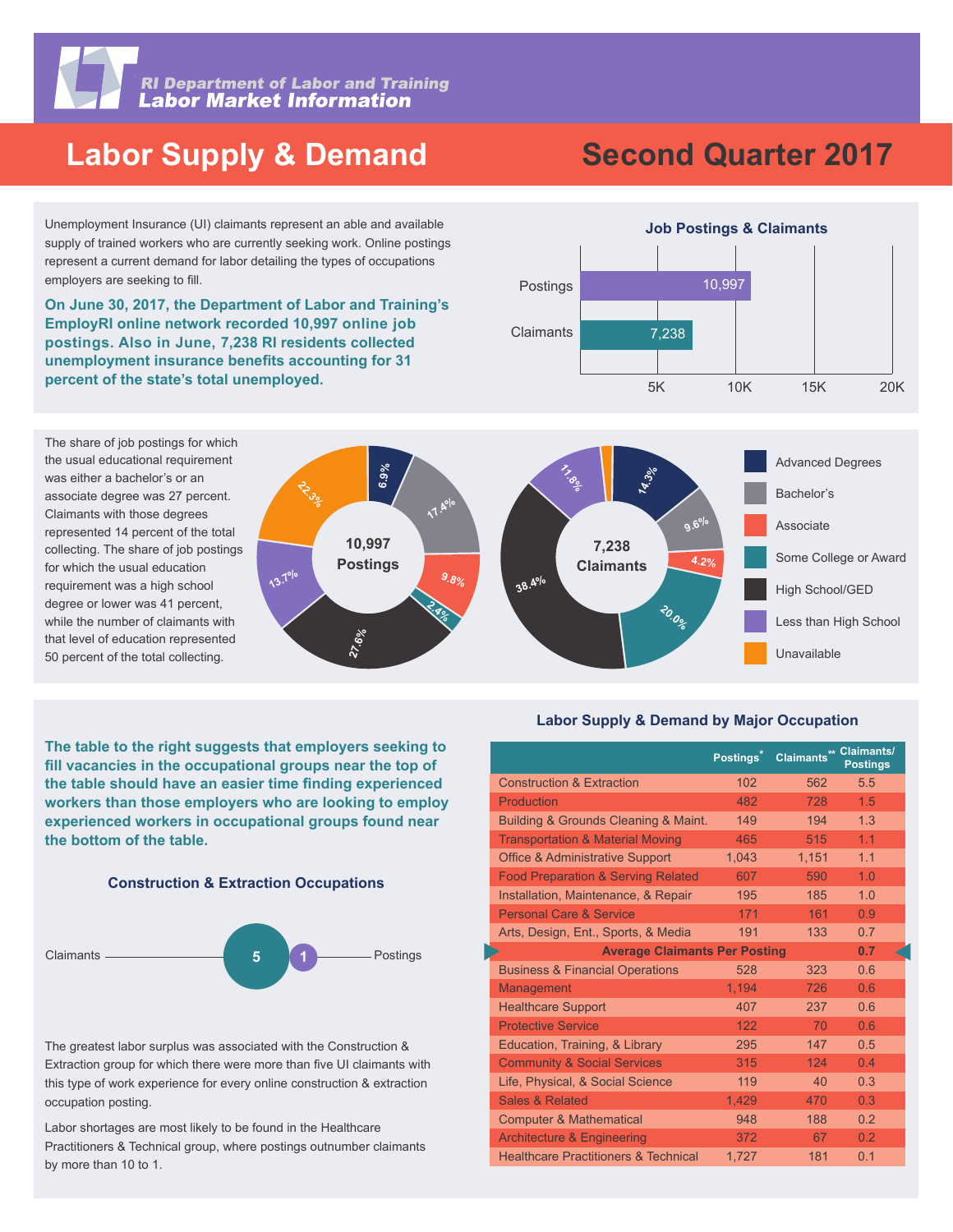RI Department of Labor and Training
Labor Market Information

# Labor Supply & Demand — Second Quarter 2017

Unemployment Insurance (UI) claimants represent an able and available supply of trained workers who are currently seeking work. Online postings represent a current demand for labor detailing the types of occupations employers are seeking to fill.

**On June 30, 2017, the Department of Labor and Training's EmployRI online network recorded 10,997 online job postings. Also in June, 7,238 RI residents collected unemployment insurance benefits accounting for 31 percent of the state's total unemployed.**

### Job Postings & Claimants

| | Count |
|---|---|
| Postings | 10,997 |
| Claimants | 7,238 |

The share of job postings for which the usual educational requirement was either a bachelor's or an associate degree was 27 percent. Claimants with those degrees represented 14 percent of the total collecting. The share of job postings for which the usual education requirement was a high school degree or lower was 41 percent, while the number of claimants with that level of education represented 50 percent of the total collecting.

| Education | 10,997 Postings | 7,238 Claimants |
|---|---|---|
| Advanced Degrees | 6.9% | 14.3% |
| Bachelor's | 17.4% | 9.6% |
| Associate | 9.8% | 4.2% |
| Some College or Award | 2.4% | 20.0% |
| High School/GED | 27.6% | 38.4% |
| Less than High School | 13.7% | 11.8% |
| Unavailable | 22.3% | |

**The table to the right suggests that employers seeking to fill vacancies in the occupational groups near the top of the table should have an easier time finding experienced workers than those employers who are looking to employ experienced workers in occupational groups found near the bottom of the table.**

### Construction & Extraction Occupations

Claimants 5 — 1 Postings

The greatest labor surplus was associated with the Construction & Extraction group for which there were more than five UI claimants with this type of work experience for every online construction & extraction occupation posting.

Labor shortages are most likely to be found in the Healthcare Practitioners & Technical group, where postings outnumber claimants by more than 10 to 1.

### Labor Supply & Demand by Major Occupation

| | Postings* | Claimants** | Claimants/ Postings |
|---|---|---|---|
| Construction & Extraction | 102 | 562 | 5.5 |
| Production | 482 | 728 | 1.5 |
| Building & Grounds Cleaning & Maint. | 149 | 194 | 1.3 |
| Transportation & Material Moving | 465 | 515 | 1.1 |
| Office & Administrative Support | 1,043 | 1,151 | 1.1 |
| Food Preparation & Serving Related | 607 | 590 | 1.0 |
| Installation, Maintenance, & Repair | 195 | 185 | 1.0 |
| Personal Care & Service | 171 | 161 | 0.9 |
| Arts, Design, Ent., Sports, & Media | 191 | 133 | 0.7 |
| **Average Claimants Per Posting** | | | **0.7** |
| Business & Financial Operations | 528 | 323 | 0.6 |
| Management | 1,194 | 726 | 0.6 |
| Healthcare Support | 407 | 237 | 0.6 |
| Protective Service | 122 | 70 | 0.6 |
| Education, Training, & Library | 295 | 147 | 0.5 |
| Community & Social Services | 315 | 124 | 0.4 |
| Life, Physical, & Social Science | 119 | 40 | 0.3 |
| Sales & Related | 1,429 | 470 | 0.3 |
| Computer & Mathematical | 948 | 188 | 0.2 |
| Architecture & Engineering | 372 | 67 | 0.2 |
| Healthcare Practitioners & Technical | 1,727 | 181 | 0.1 |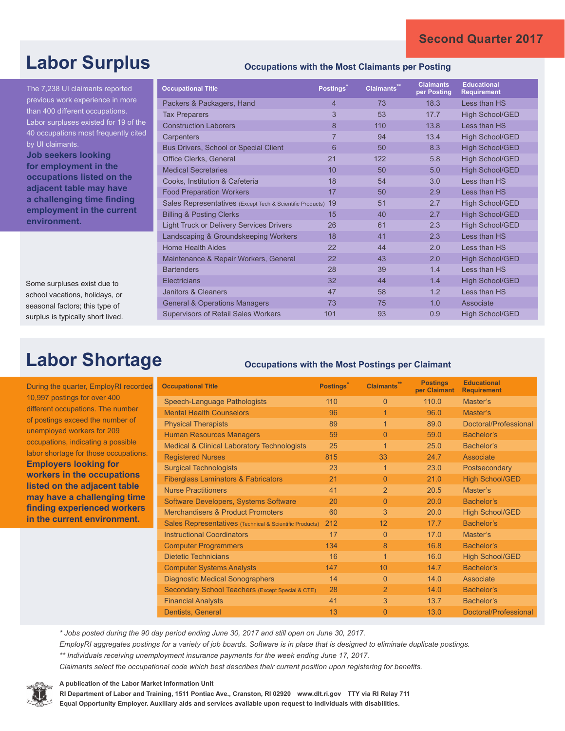Second Quarter 2017

# Labor Surplus

The 7,238 UI claimants reported previous work experience in more than 400 different occupations. Labor surpluses existed for 19 of the 40 occupations most frequently cited by UI claimants.

**Job seekers looking for employment in the occupations listed on the adjacent table may have a challenging time finding employment in the current environment.**

Some surpluses exist due to school vacations, holidays, or seasonal factors; this type of surplus is typically short lived.

## Occupations with the Most Claimants per Posting

| Occupational Title | Postings* | Claimants** | Claimants per Posting | Educational Requirement |
|---|---|---|---|---|
| Packers & Packagers, Hand | 4 | 73 | 18.3 | Less than HS |
| Tax Preparers | 3 | 53 | 17.7 | High School/GED |
| Construction Laborers | 8 | 110 | 13.8 | Less than HS |
| Carpenters | 7 | 94 | 13.4 | High School/GED |
| Bus Drivers, School or Special Client | 6 | 50 | 8.3 | High School/GED |
| Office Clerks, General | 21 | 122 | 5.8 | High School/GED |
| Medical Secretaries | 10 | 50 | 5.0 | High School/GED |
| Cooks, Institution & Cafeteria | 18 | 54 | 3.0 | Less than HS |
| Food Preparation Workers | 17 | 50 | 2.9 | Less than HS |
| Sales Representatives (Except Tech & Scientific Products) | 19 | 51 | 2.7 | High School/GED |
| Billing & Posting Clerks | 15 | 40 | 2.7 | High School/GED |
| Light Truck or Delivery Services Drivers | 26 | 61 | 2.3 | High School/GED |
| Landscaping & Groundskeeping Workers | 18 | 41 | 2.3 | Less than HS |
| Home Health Aides | 22 | 44 | 2.0 | Less than HS |
| Maintenance & Repair Workers, General | 22 | 43 | 2.0 | High School/GED |
| Bartenders | 28 | 39 | 1.4 | Less than HS |
| Electricians | 32 | 44 | 1.4 | High School/GED |
| Janitors & Cleaners | 47 | 58 | 1.2 | Less than HS |
| General & Operations Managers | 73 | 75 | 1.0 | Associate |
| Supervisors of Retail Sales Workers | 101 | 93 | 0.9 | High School/GED |

# Labor Shortage

During the quarter, EmployRI recorded 10,997 postings for over 400 different occupations. The number of postings exceed the number of unemployed workers for 209 occupations, indicating a possible labor shortage for those occupations.

**Employers looking for workers in the occupations listed on the adjacent table may have a challenging time finding experienced workers in the current environment.**

## Occupations with the Most Postings per Claimant

| Occupational Title | Postings* | Claimants** | Postings per Claimant | Educational Requirement |
|---|---|---|---|---|
| Speech-Language Pathologists | 110 | 0 | 110.0 | Master's |
| Mental Health Counselors | 96 | 1 | 96.0 | Master's |
| Physical Therapists | 89 | 1 | 89.0 | Doctoral/Professional |
| Human Resources Managers | 59 | 0 | 59.0 | Bachelor's |
| Medical & Clinical Laboratory Technologists | 25 | 1 | 25.0 | Bachelor's |
| Registered Nurses | 815 | 33 | 24.7 | Associate |
| Surgical Technologists | 23 | 1 | 23.0 | Postsecondary |
| Fiberglass Laminators & Fabricators | 21 | 0 | 21.0 | High School/GED |
| Nurse Practitioners | 41 | 2 | 20.5 | Master's |
| Software Developers, Systems Software | 20 | 0 | 20.0 | Bachelor's |
| Merchandisers & Product Promoters | 60 | 3 | 20.0 | High School/GED |
| Sales Representatives (Technical & Scientific Products) | 212 | 12 | 17.7 | Bachelor's |
| Instructional Coordinators | 17 | 0 | 17.0 | Master's |
| Computer Programmers | 134 | 8 | 16.8 | Bachelor's |
| Dietetic Technicians | 16 | 1 | 16.0 | High School/GED |
| Computer Systems Analysts | 147 | 10 | 14.7 | Bachelor's |
| Diagnostic Medical Sonographers | 14 | 0 | 14.0 | Associate |
| Secondary School Teachers (Except Special & CTE) | 28 | 2 | 14.0 | Bachelor's |
| Financial Analysts | 41 | 3 | 13.7 | Bachelor's |
| Dentists, General | 13 | 0 | 13.0 | Doctoral/Professional |

*\* Jobs posted during the 90 day period ending June 30, 2017 and still open on June 30, 2017.*
*EmployRI aggregates postings for a variety of job boards. Software is in place that is designed to eliminate duplicate postings.*
*\*\* Individuals receiving unemployment insurance payments for the week ending June 17, 2017.*
*Claimants select the occupational code which best describes their current position upon registering for benefits.*

**A publication of the Labor Market Information Unit**
**RI Department of Labor and Training, 1511 Pontiac Ave., Cranston, RI 02920 www.dlt.ri.gov TTY via RI Relay 711**
**Equal Opportunity Employer. Auxiliary aids and services available upon request to individuals with disabilities.**